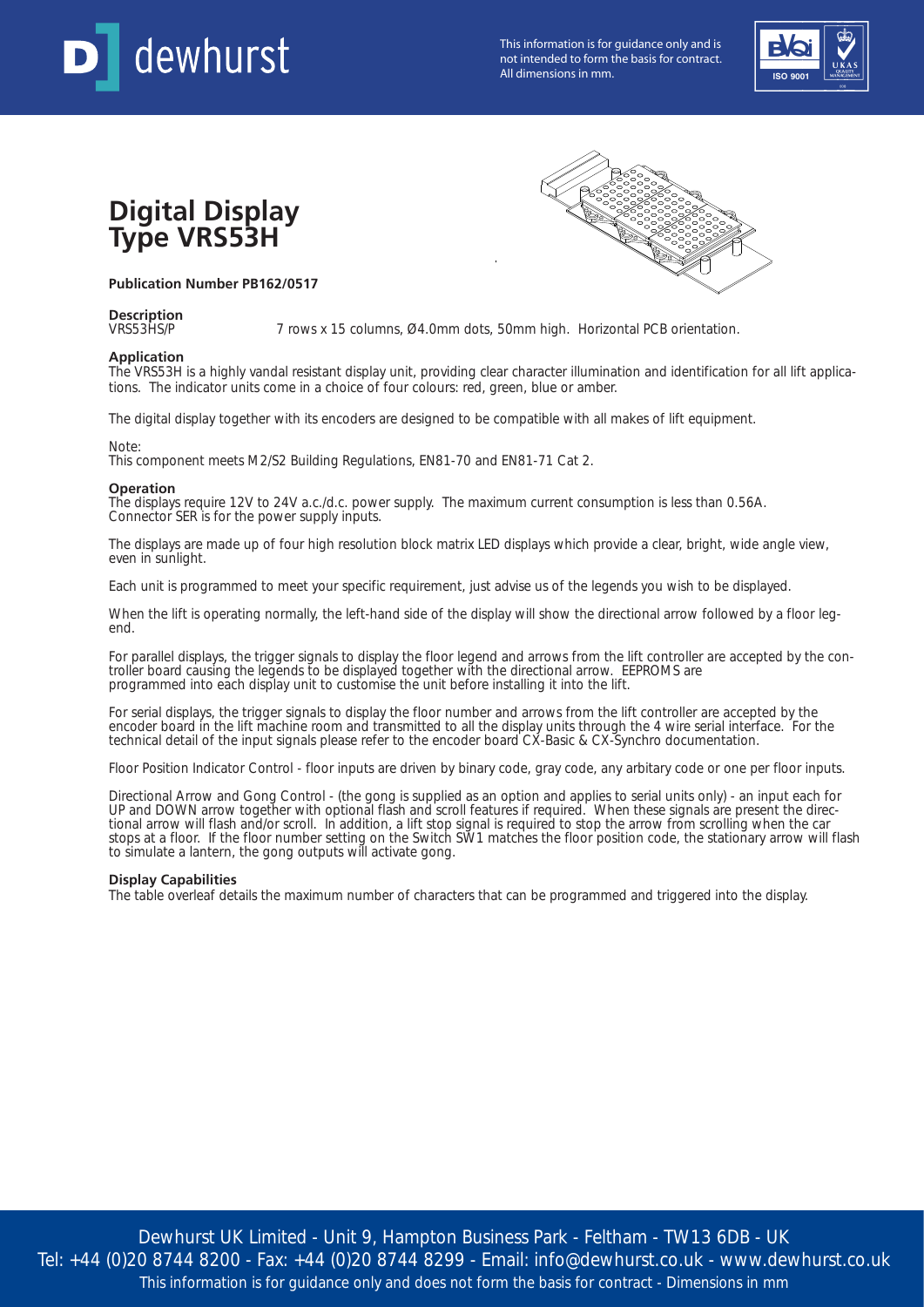# Digital Display Type VRS53H

**Publication Number PB162/0517**

**Description**

VRS53HS/P 7 rows x 15 columns, Ø4.0mm dots, 50mm high. Horizontal PCB orientation.

**Application**

The VRS53H is a highly vandal resistant display unit, providing clear character illumination and identification for all lift applications. The indicator units come in a choice of four colours: red, green, blue or amber.

The digital display together with its encoders are designed to be compatible with all makes of lift equipment.

Note:
This component meets M2/S2 Building Regulations, EN81-70 and EN81-71 Cat 2.

**Operation**

The displays require 12V to 24V a.c./d.c. power supply. The maximum current consumption is less than 0.56A. Connector SER is for the power supply inputs.

The displays are made up of four high resolution block matrix LED displays which provide a clear, bright, wide angle view, even in sunlight.

Each unit is programmed to meet your specific requirement, just advise us of the legends you wish to be displayed.

When the lift is operating normally, the left-hand side of the display will show the directional arrow followed by a floor legend.

For parallel displays, the trigger signals to display the floor legend and arrows from the lift controller are accepted by the controller board causing the legends to be displayed together with the directional arrow. EEPROMS are programmed into each display unit to customise the unit before installing it into the lift.

For serial displays, the trigger signals to display the floor number and arrows from the lift controller are accepted by the encoder board in the lift machine room and transmitted to all the display units through the 4 wire serial interface. For the technical detail of the input signals please refer to the encoder board CX-Basic & CX-Synchro documentation.

Floor Position Indicator Control - floor inputs are driven by binary code, gray code, any arbitary code or one per floor inputs.

Directional Arrow and Gong Control - (the gong is supplied as an option and applies to serial units only) - an input each for UP and DOWN arrow together with optional flash and scroll features if required. When these signals are present the directional arrow will flash and/or scroll. In addition, a lift stop signal is required to stop the arrow from scrolling when the car stops at a floor. If the floor number setting on the Switch SW1 matches the floor position code, the stationary arrow will flash to simulate a lantern, the gong outputs will activate gong.

**Display Capabilities**

The table overleaf details the maximum number of characters that can be programmed and triggered into the display.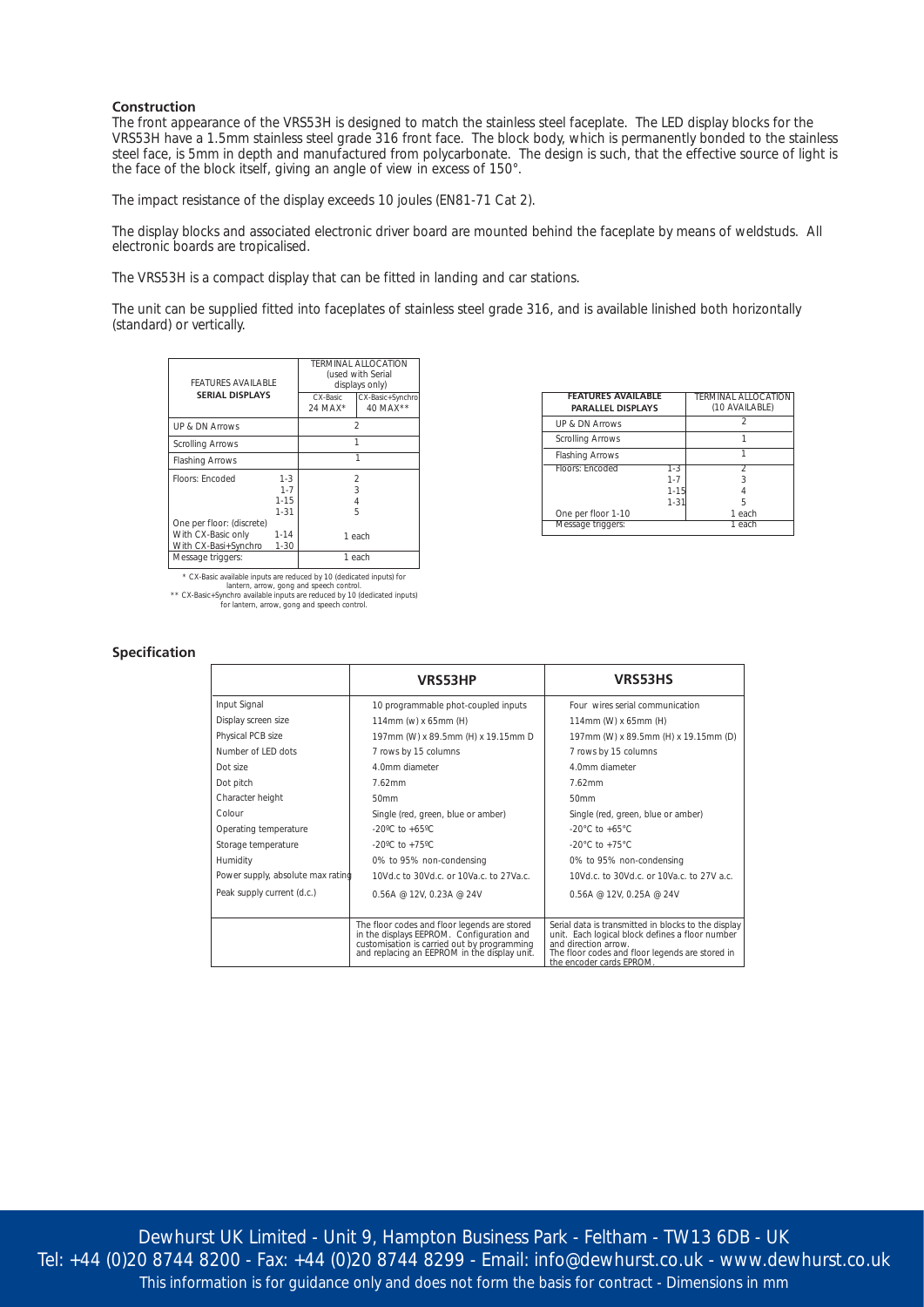## Construction

The front appearance of the VRS53H is designed to match the stainless steel faceplate. The LED display blocks for the VRS53H have a 1.5mm stainless steel grade 316 front face. The block body, which is permanently bonded to the stainless steel face, is 5mm in depth and manufactured from polycarbonate. The design is such, that the effective source of light is the face of the block itself, giving an angle of view in excess of 150°.

The impact resistance of the display exceeds 10 joules (EN81-71 Cat 2).

The display blocks and associated electronic driver board are mounted behind the faceplate by means of weldstuds. All electronic boards are tropicalised.

The VRS53H is a compact display that can be fitted in landing and car stations.

The unit can be supplied fitted into faceplates of stainless steel grade 316, and is available linished both horizontally (standard) or vertically.

| FEATURES AVAILABLE SERIAL DISPLAYS | | TERMINAL ALLOCATION (used with Serial displays only) | |
|---|---|---|---|
| | | CX-Basic 24 MAX* | CX-Basic+Synchro 40 MAX** |
| UP & DN Arrows | | 2 | |
| Scrolling Arrows | | 1 | |
| Flashing Arrows | | 1 | |
| Floors: Encoded | 1-3 | 2 | |
| | 1-7 | 3 | |
| | 1-15 | 4 | |
| | 1-31 | 5 | |
| One per floor: (discrete) | | | |
| With CX-Basic only | 1-14 | 1 each | |
| With CX-Basi+Synchro | 1-30 | | |
| Message triggers: | | 1 each | |

\* CX-Basic available inputs are reduced by 10 (dedicated inputs) for lantern, arrow, gong and speech control.
\** CX-Basic+Synchro available inputs are reduced by 10 (dedicated inputs) for lantern, arrow, gong and speech control.

| FEATURES AVAILABLE PARALLEL DISPLAYS | | TERMINAL ALLOCATION (10 AVAILABLE) |
|---|---|---|
| UP & DN Arrows | | 2 |
| Scrolling Arrows | | 1 |
| Flashing Arrows | | 1 |
| Floors: Encoded | 1-3 | 2 |
| | 1-7 | 3 |
| | 1-15 | 4 |
| | 1-31 | 5 |
| One per floor 1-10 | | 1 each |
| Message triggers: | | 1 each |

## Specification

| | VRS53HP | VRS53HS |
|---|---|---|
| Input Signal | 10 programmable phot-coupled inputs | Four wires serial communication |
| Display screen size | 114mm (w) x 65mm (H) | 114mm (W) x 65mm (H) |
| Physical PCB size | 197mm (W) x 89.5mm (H) x 19.15mm D | 197mm (W) x 89.5mm (H) x 19.15mm (D) |
| Number of LED dots | 7 rows by 15 columns | 7 rows by 15 columns |
| Dot size | 4.0mm diameter | 4.0mm diameter |
| Dot pitch | 7.62mm | 7.62mm |
| Character height | 50mm | 50mm |
| Colour | Single (red, green, blue or amber) | Single (red, green, blue or amber) |
| Operating temperature | -20ºC to +65ºC | -20°C to +65°C |
| Storage temperature | -20ºC to +75ºC | -20°C to +75°C |
| Humidity | 0% to 95% non-condensing | 0% to 95% non-condensing |
| Power supply, absolute max rating | 10Vd.c to 30Vd.c. or 10Va.c. to 27Va.c. | 10Vd.c. to 30Vd.c. or 10Va.c. to 27V a.c. |
| Peak supply current (d.c.) | 0.56A @ 12V, 0.23A @ 24V | 0.56A @ 12V, 0.25A @ 24V |
| | The floor codes and floor legends are stored in the displays EEPROM. Configuration and customisation is carried out by programming and replacing an EEPROM in the display unit. | Serial data is transmitted in blocks to the display unit. Each logical block defines a floor number and direction arrow. The floor codes and floor legends are stored in the encoder cards EPROM. |

Dewhurst UK Limited - Unit 9, Hampton Business Park - Feltham - TW13 6DB - UK
Tel: +44 (0)20 8744 8200 - Fax: +44 (0)20 8744 8299 - Email: info@dewhurst.co.uk - www.dewhurst.co.uk
This information is for guidance only and does not form the basis for contract - Dimensions in mm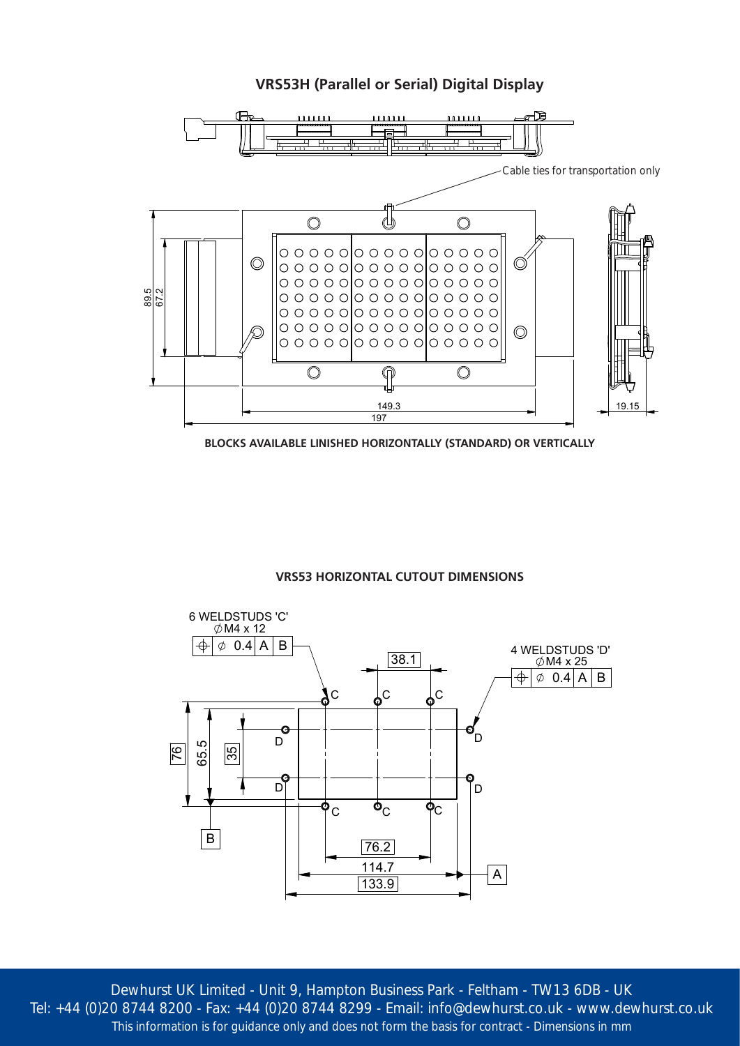## VRS53H (Parallel or Serial) Digital Display

Cable ties for transportation only

89.5
67.2
149.3
197
19.15

**BLOCKS AVAILABLE LINISHED HORIZONTALLY (STANDARD) OR VERTICALLY**

## VRS53 HORIZONTAL CUTOUT DIMENSIONS

6 WELDSTUDS 'C'
∅M4 x 12
⌖ ∅ 0.4 A B

4 WELDSTUDS 'D'
∅M4 x 25
⌖ ∅ 0.4 A B

38.1
76
65.5
35
B
76.2
114.7
133.9
A
C C C
D D
D D
C C C

Dewhurst UK Limited - Unit 9, Hampton Business Park - Feltham - TW13 6DB - UK
Tel: +44 (0)20 8744 8200 - Fax: +44 (0)20 8744 8299 - Email: info@dewhurst.co.uk - www.dewhurst.co.uk
This information is for guidance only and does not form the basis for contract - Dimensions in mm